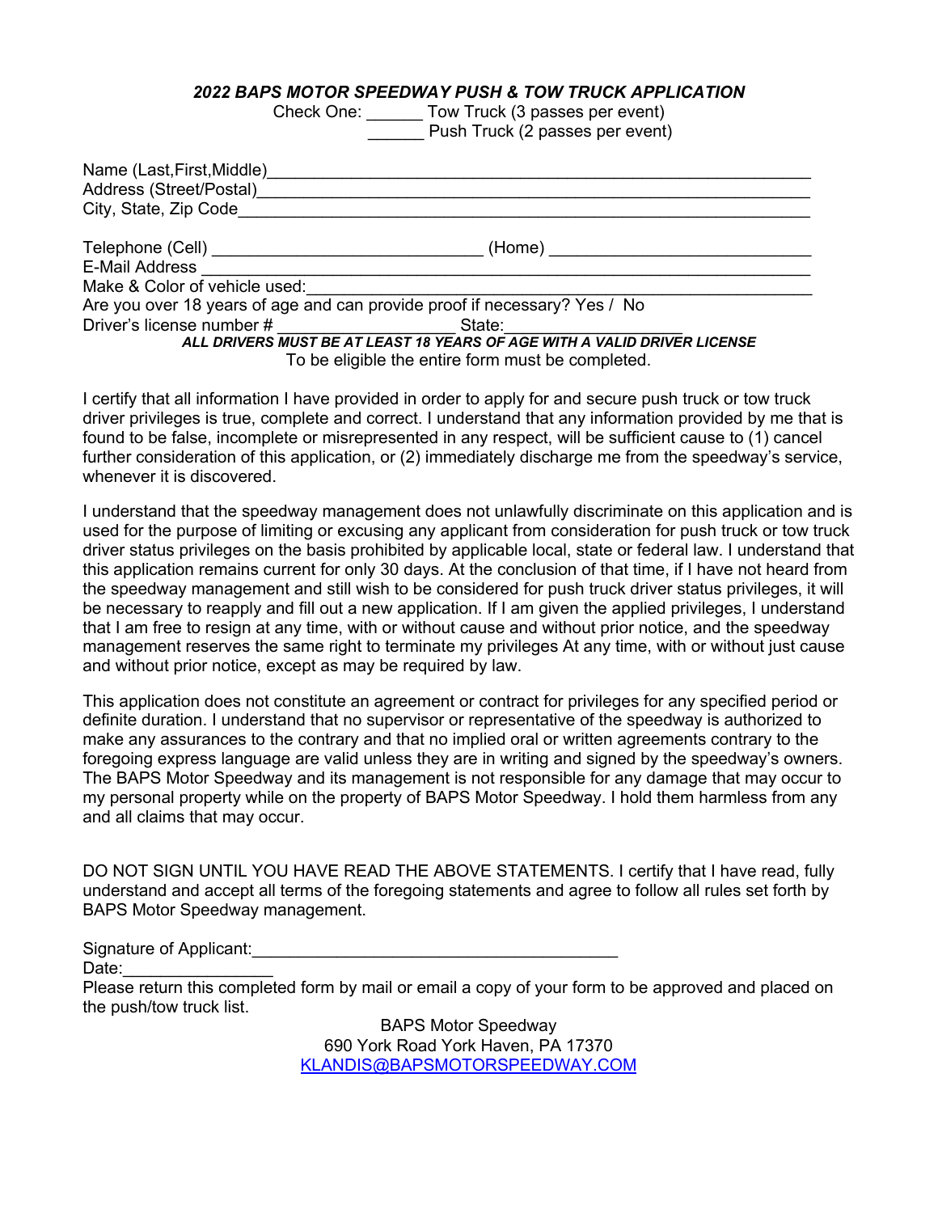## *2022 BAPS MOTOR SPEEDWAY PUSH & TOW TRUCK APPLICATION*

Check One: ______ Tow Truck (3 passes per event)
______ Push Truck (2 passes per event)

Name (Last,First,Middle)____________________________________________________________
Address (Street/Postal)______________________________________________________________
City, State, Zip Code_______________________________________________________________

Telephone (Cell) _____________________________ (Home) ____________________________
E-Mail Address _____________________________________________________________________
Make & Color of vehicle used:________________________________________________________
Are you over 18 years of age and can provide proof if necessary? Yes / No
Driver's license number # __________________ State:___________________

***ALL DRIVERS MUST BE AT LEAST 18 YEARS OF AGE WITH A VALID DRIVER LICENSE***

To be eligible the entire form must be completed.

I certify that all information I have provided in order to apply for and secure push truck or tow truck driver privileges is true, complete and correct. I understand that any information provided by me that is found to be false, incomplete or misrepresented in any respect, will be sufficient cause to (1) cancel further consideration of this application, or (2) immediately discharge me from the speedway's service, whenever it is discovered.

I understand that the speedway management does not unlawfully discriminate on this application and is used for the purpose of limiting or excusing any applicant from consideration for push truck or tow truck driver status privileges on the basis prohibited by applicable local, state or federal law. I understand that this application remains current for only 30 days. At the conclusion of that time, if I have not heard from the speedway management and still wish to be considered for push truck driver status privileges, it will be necessary to reapply and fill out a new application. If I am given the applied privileges, I understand that I am free to resign at any time, with or without cause and without prior notice, and the speedway management reserves the same right to terminate my privileges At any time, with or without just cause and without prior notice, except as may be required by law.

This application does not constitute an agreement or contract for privileges for any specified period or definite duration. I understand that no supervisor or representative of the speedway is authorized to make any assurances to the contrary and that no implied oral or written agreements contrary to the foregoing express language are valid unless they are in writing and signed by the speedway's owners. The BAPS Motor Speedway and its management is not responsible for any damage that may occur to my personal property while on the property of BAPS Motor Speedway. I hold them harmless from any and all claims that may occur.

DO NOT SIGN UNTIL YOU HAVE READ THE ABOVE STATEMENTS. I certify that I have read, fully understand and accept all terms of the foregoing statements and agree to follow all rules set forth by BAPS Motor Speedway management.

Signature of Applicant:________________________________________
Date:________________

Please return this completed form by mail or email a copy of your form to be approved and placed on the push/tow truck list.

BAPS Motor Speedway
690 York Road York Haven, PA 17370
KLANDIS@BAPSMOTORSPEEDWAY.COM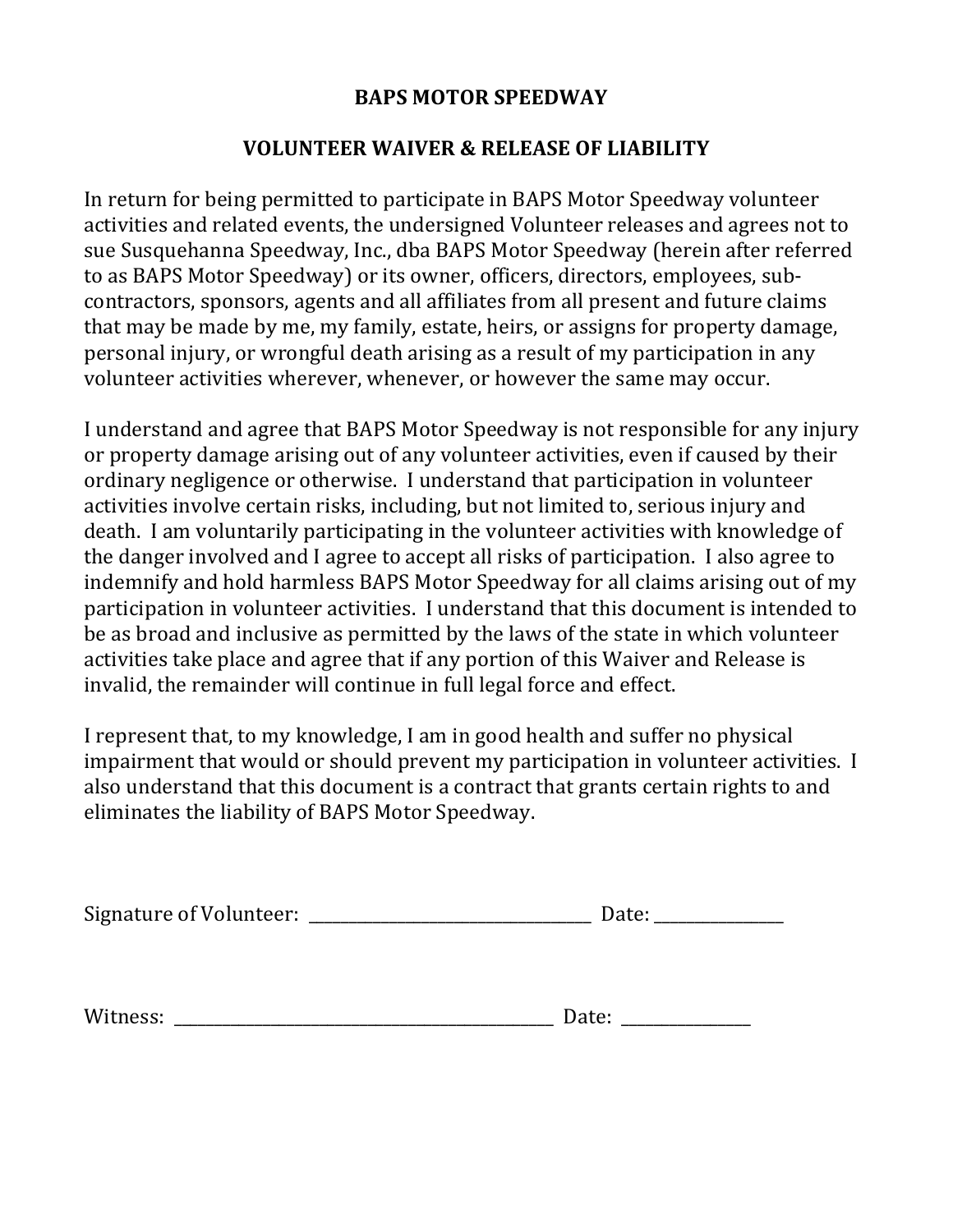# BAPS MOTOR SPEEDWAY

## VOLUNTEER WAIVER & RELEASE OF LIABILITY

In return for being permitted to participate in BAPS Motor Speedway volunteer activities and related events, the undersigned Volunteer releases and agrees not to sue Susquehanna Speedway, Inc., dba BAPS Motor Speedway (herein after referred to as BAPS Motor Speedway) or its owner, officers, directors, employees, sub-contractors, sponsors, agents and all affiliates from all present and future claims that may be made by me, my family, estate, heirs, or assigns for property damage, personal injury, or wrongful death arising as a result of my participation in any volunteer activities wherever, whenever, or however the same may occur.

I understand and agree that BAPS Motor Speedway is not responsible for any injury or property damage arising out of any volunteer activities, even if caused by their ordinary negligence or otherwise. I understand that participation in volunteer activities involve certain risks, including, but not limited to, serious injury and death. I am voluntarily participating in the volunteer activities with knowledge of the danger involved and I agree to accept all risks of participation. I also agree to indemnify and hold harmless BAPS Motor Speedway for all claims arising out of my participation in volunteer activities. I understand that this document is intended to be as broad and inclusive as permitted by the laws of the state in which volunteer activities take place and agree that if any portion of this Waiver and Release is invalid, the remainder will continue in full legal force and effect.

I represent that, to my knowledge, I am in good health and suffer no physical impairment that would or should prevent my participation in volunteer activities. I also understand that this document is a contract that grants certain rights to and eliminates the liability of BAPS Motor Speedway.

Signature of Volunteer: ___________________________________ Date: ________________

Witness: _______________________________________________ Date: ________________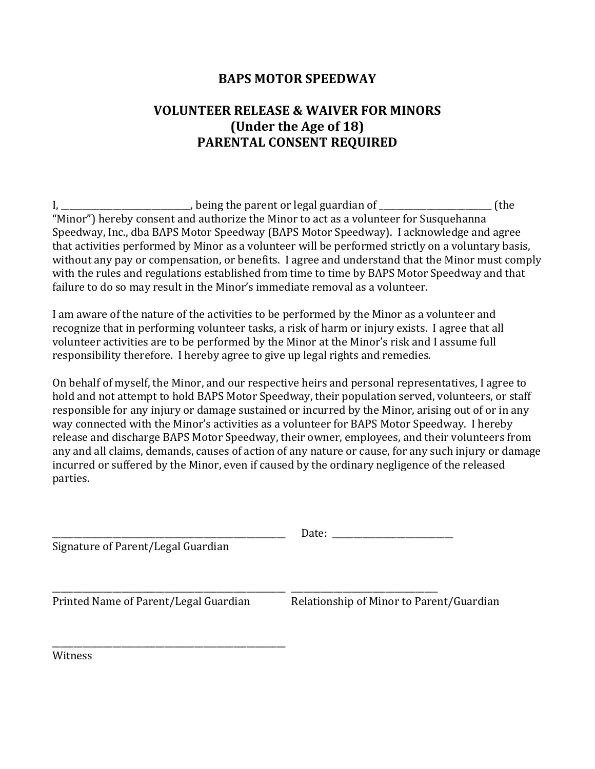# BAPS MOTOR SPEEDWAY

## VOLUNTEER RELEASE & WAIVER FOR MINORS
## (Under the Age of 18)
## PARENTAL CONSENT REQUIRED

I, ____________________________, being the parent or legal guardian of _________________________ (the "Minor") hereby consent and authorize the Minor to act as a volunteer for Susquehanna Speedway, Inc., dba BAPS Motor Speedway (BAPS Motor Speedway). I acknowledge and agree that activities performed by Minor as a volunteer will be performed strictly on a voluntary basis, without any pay or compensation, or benefits. I agree and understand that the Minor must comply with the rules and regulations established from time to time by BAPS Motor Speedway and that failure to do so may result in the Minor's immediate removal as a volunteer.

I am aware of the nature of the activities to be performed by the Minor as a volunteer and recognize that in performing volunteer tasks, a risk of harm or injury exists. I agree that all volunteer activities are to be performed by the Minor at the Minor's risk and I assume full responsibility therefore. I hereby agree to give up legal rights and remedies.

On behalf of myself, the Minor, and our respective heirs and personal representatives, I agree to hold and not attempt to hold BAPS Motor Speedway, their population served, volunteers, or staff responsible for any injury or damage sustained or incurred by the Minor, arising out of or in any way connected with the Minor's activities as a volunteer for BAPS Motor Speedway. I hereby release and discharge BAPS Motor Speedway, their owner, employees, and their volunteers from any and all claims, demands, causes of action of any nature or cause, for any such injury or damage incurred or suffered by the Minor, even if caused by the ordinary negligence of the released parties.

_____________________________________________________ Date: ___________________________

Signature of Parent/Legal Guardian

_____________________________________________________ _________________________________

Printed Name of Parent/Legal Guardian Relationship of Minor to Parent/Guardian

_____________________________________________________

Witness